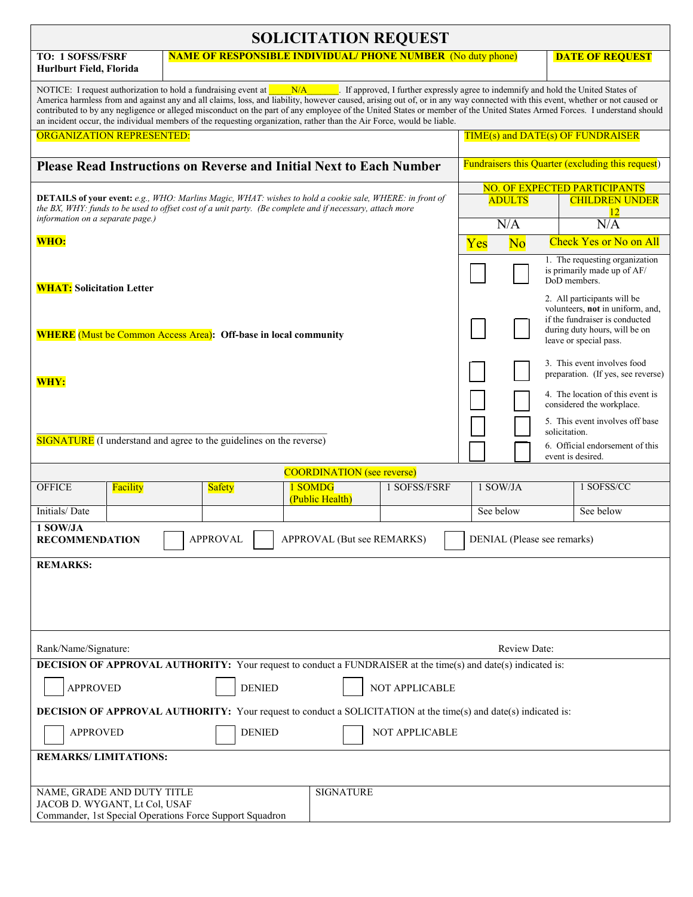# SOLICITATION REQUEST

| TO: 1 SOFSS/FSRF Hurlburt Field, Florida | NAME OF RESPONSIBLE INDIVIDUAL/ PHONE NUMBER (No duty phone) | DATE OF REQUEST |
|---|---|---|

NOTICE: I request authorization to hold a fundraising event at _____N/A_______. If approved, I further expressly agree to indemnify and hold the United States of America harmless from and against any and all claims, loss, and liability, however caused, arising out of, or in any way connected with this event, whether or not caused or contributed to by any negligence or alleged misconduct on the part of any employee of the United States or member of the United States Armed Forces. I understand should an incident occur, the individual members of the requesting organization, rather than the Air Force, would be liable.

| ORGANIZATION REPRESENTED: | TIME(s) and DATE(s) OF FUNDRAISER |
|---|---|

## Please Read Instructions on Reverse and Initial Next to Each Number

Fundraisers this Quarter (excluding this request)

**DETAILS of your event:** *e.g., WHO: Marlins Magic, WHAT: wishes to hold a cookie sale, WHERE: in front of the BX, WHY: funds to be used to offset cost of a unit party. (Be complete and if necessary, attach more information on a separate page.)*

| NO. OF EXPECTED PARTICIPANTS | |
|---|---|
| ADULTS | CHILDREN UNDER 12 |
| N/A | N/A |

**WHO:**

**WHAT: Solicitation Letter**

**WHERE** (Must be Common Access Area)**: Off-base in local community**

**WHY:**

______________________________________________

SIGNATURE (I understand and agree to the guidelines on the reverse)

| Yes | No | Check Yes or No on All |
|---|---|---|
| ☐ | ☐ | 1. The requesting organization is primarily made up of AF/ DoD members. |
| ☐ | ☐ | 2. All participants will be volunteers, **not** in uniform, and, if the fundraiser is conducted during duty hours, will be on leave or special pass. |
| ☐ | ☐ | 3. This event involves food preparation. (If yes, see reverse) |
| ☐ | ☐ | 4. The location of this event is considered the workplace. |
| ☐ | ☐ | 5. This event involves off base solicitation. |
| ☐ | ☐ | 6. Official endorsement of this event is desired. |

COORDINATION (see reverse)

| OFFICE | Facility | Safety | 1 SOMDG (Public Health) | 1 SOFSS/FSRF | 1 SOW/JA | 1 SOFSS/CC |
|---|---|---|---|---|---|---|
| Initials/ Date | | | | | See below | See below |

**1 SOW/JA RECOMMENDATION** ☐ APPROVAL ☐ APPROVAL (But see REMARKS) ☐ DENIAL (Please see remarks)

**REMARKS:**

Rank/Name/Signature: Review Date:

**DECISION OF APPROVAL AUTHORITY:** Your request to conduct a FUNDRAISER at the time(s) and date(s) indicated is:

☐ APPROVED ☐ DENIED ☐ NOT APPLICABLE

**DECISION OF APPROVAL AUTHORITY:** Your request to conduct a SOLICITATION at the time(s) and date(s) indicated is:

☐ APPROVED ☐ DENIED ☐ NOT APPLICABLE

**REMARKS/ LIMITATIONS:**

| NAME, GRADE AND DUTY TITLE<br>JACOB D. WYGANT, Lt Col, USAF<br>Commander, 1st Special Operations Force Support Squadron | SIGNATURE |
|---|---|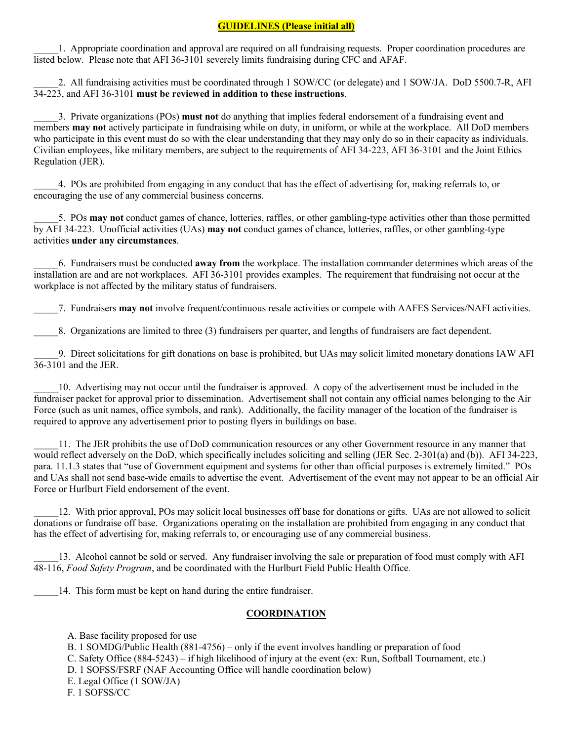## GUIDELINES (Please initial all)

_____1. Appropriate coordination and approval are required on all fundraising requests. Proper coordination procedures are listed below. Please note that AFI 36-3101 severely limits fundraising during CFC and AFAF.

_____2. All fundraising activities must be coordinated through 1 SOW/CC (or delegate) and 1 SOW/JA. DoD 5500.7-R, AFI 34-223, and AFI 36-3101 **must be reviewed in addition to these instructions**.

_____3. Private organizations (POs) **must not** do anything that implies federal endorsement of a fundraising event and members **may not** actively participate in fundraising while on duty, in uniform, or while at the workplace. All DoD members who participate in this event must do so with the clear understanding that they may only do so in their capacity as individuals. Civilian employees, like military members, are subject to the requirements of AFI 34-223, AFI 36-3101 and the Joint Ethics Regulation (JER).

_____4. POs are prohibited from engaging in any conduct that has the effect of advertising for, making referrals to, or encouraging the use of any commercial business concerns.

_____5. POs **may not** conduct games of chance, lotteries, raffles, or other gambling-type activities other than those permitted by AFI 34-223. Unofficial activities (UAs) **may not** conduct games of chance, lotteries, raffles, or other gambling-type activities **under any circumstances**.

_____6. Fundraisers must be conducted **away from** the workplace. The installation commander determines which areas of the installation are and are not workplaces. AFI 36-3101 provides examples. The requirement that fundraising not occur at the workplace is not affected by the military status of fundraisers.

_____7. Fundraisers **may not** involve frequent/continuous resale activities or compete with AAFES Services/NAFI activities.

_____8. Organizations are limited to three (3) fundraisers per quarter, and lengths of fundraisers are fact dependent.

_____9. Direct solicitations for gift donations on base is prohibited, but UAs may solicit limited monetary donations IAW AFI 36-3101 and the JER.

_____10. Advertising may not occur until the fundraiser is approved. A copy of the advertisement must be included in the fundraiser packet for approval prior to dissemination. Advertisement shall not contain any official names belonging to the Air Force (such as unit names, office symbols, and rank). Additionally, the facility manager of the location of the fundraiser is required to approve any advertisement prior to posting flyers in buildings on base.

_____11. The JER prohibits the use of DoD communication resources or any other Government resource in any manner that would reflect adversely on the DoD, which specifically includes soliciting and selling (JER Sec. 2-301(a) and (b)). AFI 34-223, para. 11.1.3 states that "use of Government equipment and systems for other than official purposes is extremely limited." POs and UAs shall not send base-wide emails to advertise the event. Advertisement of the event may not appear to be an official Air Force or Hurlburt Field endorsement of the event.

_____12. With prior approval, POs may solicit local businesses off base for donations or gifts. UAs are not allowed to solicit donations or fundraise off base. Organizations operating on the installation are prohibited from engaging in any conduct that has the effect of advertising for, making referrals to, or encouraging use of any commercial business.

_____13. Alcohol cannot be sold or served. Any fundraiser involving the sale or preparation of food must comply with AFI 48-116, *Food Safety Program*, and be coordinated with the Hurlburt Field Public Health Office.

_____14. This form must be kept on hand during the entire fundraiser.

## COORDINATION

A. Base facility proposed for use
B. 1 SOMDG/Public Health (881-4756) – only if the event involves handling or preparation of food
C. Safety Office (884-5243) – if high likelihood of injury at the event (ex: Run, Softball Tournament, etc.)
D. 1 SOFSS/FSRF (NAF Accounting Office will handle coordination below)
E. Legal Office (1 SOW/JA)
F. 1 SOFSS/CC